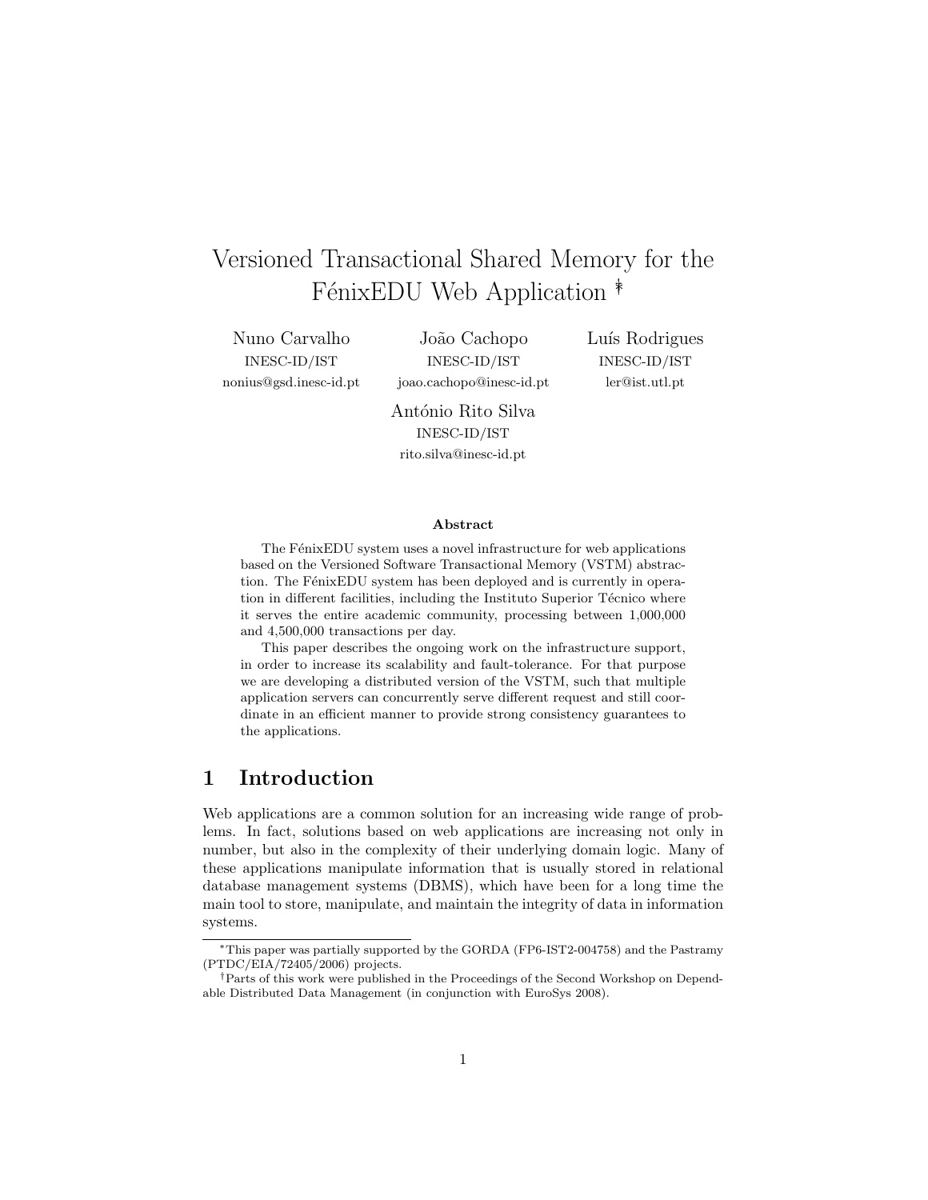# Versioned Transactional Shared Memory for the FénixEDU Web Application [*†]

Nuno Carvalho
INESC-ID/IST
nonius@gsd.inesc-id.pt

João Cachopo
INESC-ID/IST
joao.cachopo@inesc-id.pt

Luís Rodrigues
INESC-ID/IST
ler@ist.utl.pt

António Rito Silva
INESC-ID/IST
rito.silva@inesc-id.pt

**Abstract**

The FénixEDU system uses a novel infrastructure for web applications based on the Versioned Software Transactional Memory (VSTM) abstraction. The FénixEDU system has been deployed and is currently in operation in different facilities, including the Instituto Superior Técnico where it serves the entire academic community, processing between 1,000,000 and 4,500,000 transactions per day.

This paper describes the ongoing work on the infrastructure support, in order to increase its scalability and fault-tolerance. For that purpose we are developing a distributed version of the VSTM, such that multiple application servers can concurrently serve different request and still coordinate in an efficient manner to provide strong consistency guarantees to the applications.

## 1 Introduction

Web applications are a common solution for an increasing wide range of problems. In fact, solutions based on web applications are increasing not only in number, but also in the complexity of their underlying domain logic. Many of these applications manipulate information that is usually stored in relational database management systems (DBMS), which have been for a long time the main tool to store, manipulate, and maintain the integrity of data in information systems.

[*] This paper was partially supported by the GORDA (FP6-IST2-004758) and the Pastramy (PTDC/EIA/72405/2006) projects.

[†] Parts of this work were published in the Proceedings of the Second Workshop on Dependable Distributed Data Management (in conjunction with EuroSys 2008).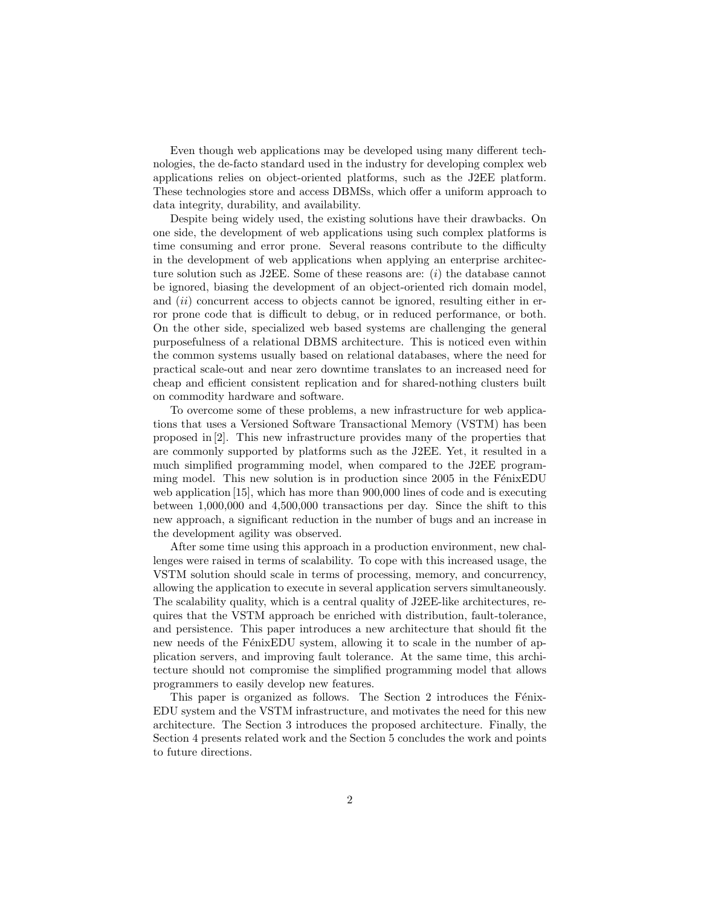Even though web applications may be developed using many different technologies, the de-facto standard used in the industry for developing complex web applications relies on object-oriented platforms, such as the J2EE platform. These technologies store and access DBMSs, which offer a uniform approach to data integrity, durability, and availability.

Despite being widely used, the existing solutions have their drawbacks. On one side, the development of web applications using such complex platforms is time consuming and error prone. Several reasons contribute to the difficulty in the development of web applications when applying an enterprise architecture solution such as J2EE. Some of these reasons are: (*i*) the database cannot be ignored, biasing the development of an object-oriented rich domain model, and (*ii*) concurrent access to objects cannot be ignored, resulting either in error prone code that is difficult to debug, or in reduced performance, or both. On the other side, specialized web based systems are challenging the general purposefulness of a relational DBMS architecture. This is noticed even within the common systems usually based on relational databases, where the need for practical scale-out and near zero downtime translates to an increased need for cheap and efficient consistent replication and for shared-nothing clusters built on commodity hardware and software.

To overcome some of these problems, a new infrastructure for web applications that uses a Versioned Software Transactional Memory (VSTM) has been proposed in [2]. This new infrastructure provides many of the properties that are commonly supported by platforms such as the J2EE. Yet, it resulted in a much simplified programming model, when compared to the J2EE programming model. This new solution is in production since 2005 in the FénixEDU web application [15], which has more than 900,000 lines of code and is executing between 1,000,000 and 4,500,000 transactions per day. Since the shift to this new approach, a significant reduction in the number of bugs and an increase in the development agility was observed.

After some time using this approach in a production environment, new challenges were raised in terms of scalability. To cope with this increased usage, the VSTM solution should scale in terms of processing, memory, and concurrency, allowing the application to execute in several application servers simultaneously. The scalability quality, which is a central quality of J2EE-like architectures, requires that the VSTM approach be enriched with distribution, fault-tolerance, and persistence. This paper introduces a new architecture that should fit the new needs of the FénixEDU system, allowing it to scale in the number of application servers, and improving fault tolerance. At the same time, this architecture should not compromise the simplified programming model that allows programmers to easily develop new features.

This paper is organized as follows. The Section 2 introduces the FénixEDU system and the VSTM infrastructure, and motivates the need for this new architecture. The Section 3 introduces the proposed architecture. Finally, the Section 4 presents related work and the Section 5 concludes the work and points to future directions.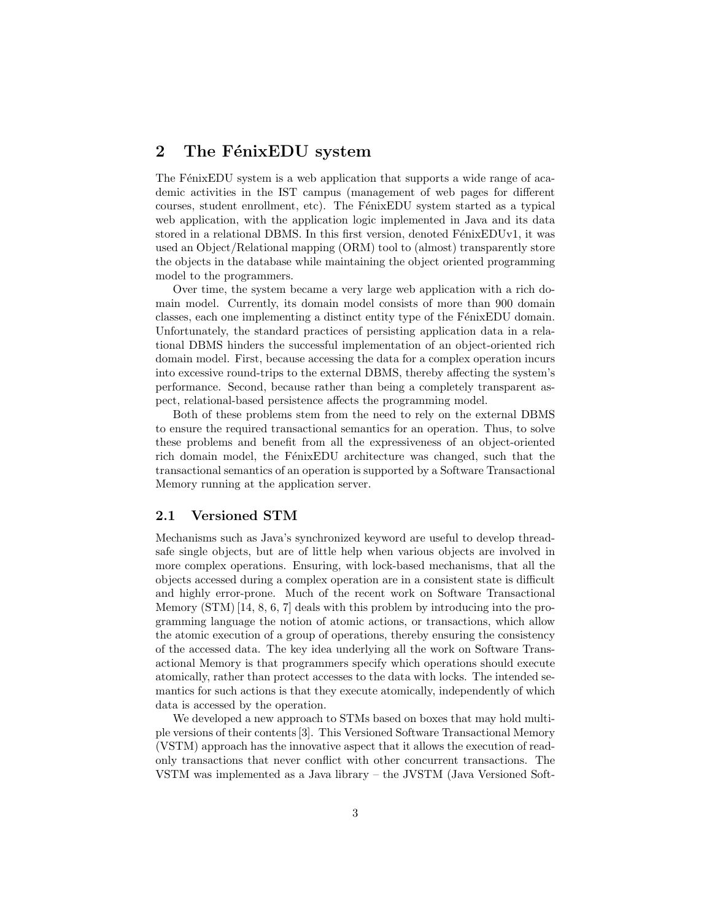## 2 The FénixEDU system

The FénixEDU system is a web application that supports a wide range of academic activities in the IST campus (management of web pages for different courses, student enrollment, etc). The FénixEDU system started as a typical web application, with the application logic implemented in Java and its data stored in a relational DBMS. In this first version, denoted FénixEDUv1, it was used an Object/Relational mapping (ORM) tool to (almost) transparently store the objects in the database while maintaining the object oriented programming model to the programmers.

Over time, the system became a very large web application with a rich domain model. Currently, its domain model consists of more than 900 domain classes, each one implementing a distinct entity type of the FénixEDU domain. Unfortunately, the standard practices of persisting application data in a relational DBMS hinders the successful implementation of an object-oriented rich domain model. First, because accessing the data for a complex operation incurs into excessive round-trips to the external DBMS, thereby affecting the system's performance. Second, because rather than being a completely transparent aspect, relational-based persistence affects the programming model.

Both of these problems stem from the need to rely on the external DBMS to ensure the required transactional semantics for an operation. Thus, to solve these problems and benefit from all the expressiveness of an object-oriented rich domain model, the FénixEDU architecture was changed, such that the transactional semantics of an operation is supported by a Software Transactional Memory running at the application server.

### 2.1 Versioned STM

Mechanisms such as Java's synchronized keyword are useful to develop thread-safe single objects, but are of little help when various objects are involved in more complex operations. Ensuring, with lock-based mechanisms, that all the objects accessed during a complex operation are in a consistent state is difficult and highly error-prone. Much of the recent work on Software Transactional Memory (STM) [14, 8, 6, 7] deals with this problem by introducing into the programming language the notion of atomic actions, or transactions, which allow the atomic execution of a group of operations, thereby ensuring the consistency of the accessed data. The key idea underlying all the work on Software Transactional Memory is that programmers specify which operations should execute atomically, rather than protect accesses to the data with locks. The intended semantics for such actions is that they execute atomically, independently of which data is accessed by the operation.

We developed a new approach to STMs based on boxes that may hold multiple versions of their contents [3]. This Versioned Software Transactional Memory (VSTM) approach has the innovative aspect that it allows the execution of read-only transactions that never conflict with other concurrent transactions. The VSTM was implemented as a Java library – the JVSTM (Java Versioned Soft-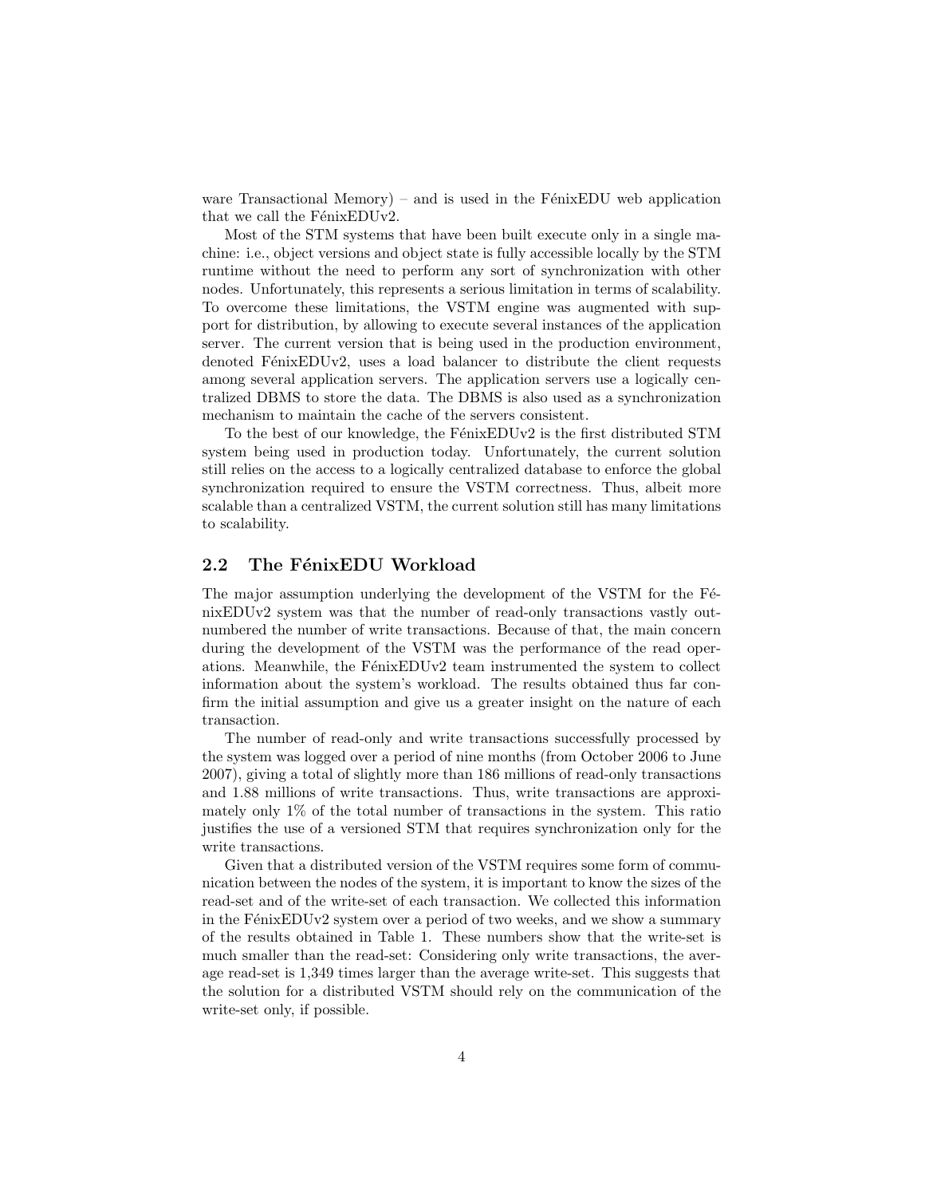ware Transactional Memory) – and is used in the FénixEDU web application that we call the FénixEDUv2.

Most of the STM systems that have been built execute only in a single machine: i.e., object versions and object state is fully accessible locally by the STM runtime without the need to perform any sort of synchronization with other nodes. Unfortunately, this represents a serious limitation in terms of scalability. To overcome these limitations, the VSTM engine was augmented with support for distribution, by allowing to execute several instances of the application server. The current version that is being used in the production environment, denoted FénixEDUv2, uses a load balancer to distribute the client requests among several application servers. The application servers use a logically centralized DBMS to store the data. The DBMS is also used as a synchronization mechanism to maintain the cache of the servers consistent.

To the best of our knowledge, the FénixEDUv2 is the first distributed STM system being used in production today. Unfortunately, the current solution still relies on the access to a logically centralized database to enforce the global synchronization required to ensure the VSTM correctness. Thus, albeit more scalable than a centralized VSTM, the current solution still has many limitations to scalability.

## 2.2 The FénixEDU Workload

The major assumption underlying the development of the VSTM for the FénixEDUv2 system was that the number of read-only transactions vastly outnumbered the number of write transactions. Because of that, the main concern during the development of the VSTM was the performance of the read operations. Meanwhile, the FénixEDUv2 team instrumented the system to collect information about the system's workload. The results obtained thus far confirm the initial assumption and give us a greater insight on the nature of each transaction.

The number of read-only and write transactions successfully processed by the system was logged over a period of nine months (from October 2006 to June 2007), giving a total of slightly more than 186 millions of read-only transactions and 1.88 millions of write transactions. Thus, write transactions are approximately only 1% of the total number of transactions in the system. This ratio justifies the use of a versioned STM that requires synchronization only for the write transactions.

Given that a distributed version of the VSTM requires some form of communication between the nodes of the system, it is important to know the sizes of the read-set and of the write-set of each transaction. We collected this information in the FénixEDUv2 system over a period of two weeks, and we show a summary of the results obtained in Table 1. These numbers show that the write-set is much smaller than the read-set: Considering only write transactions, the average read-set is 1,349 times larger than the average write-set. This suggests that the solution for a distributed VSTM should rely on the communication of the write-set only, if possible.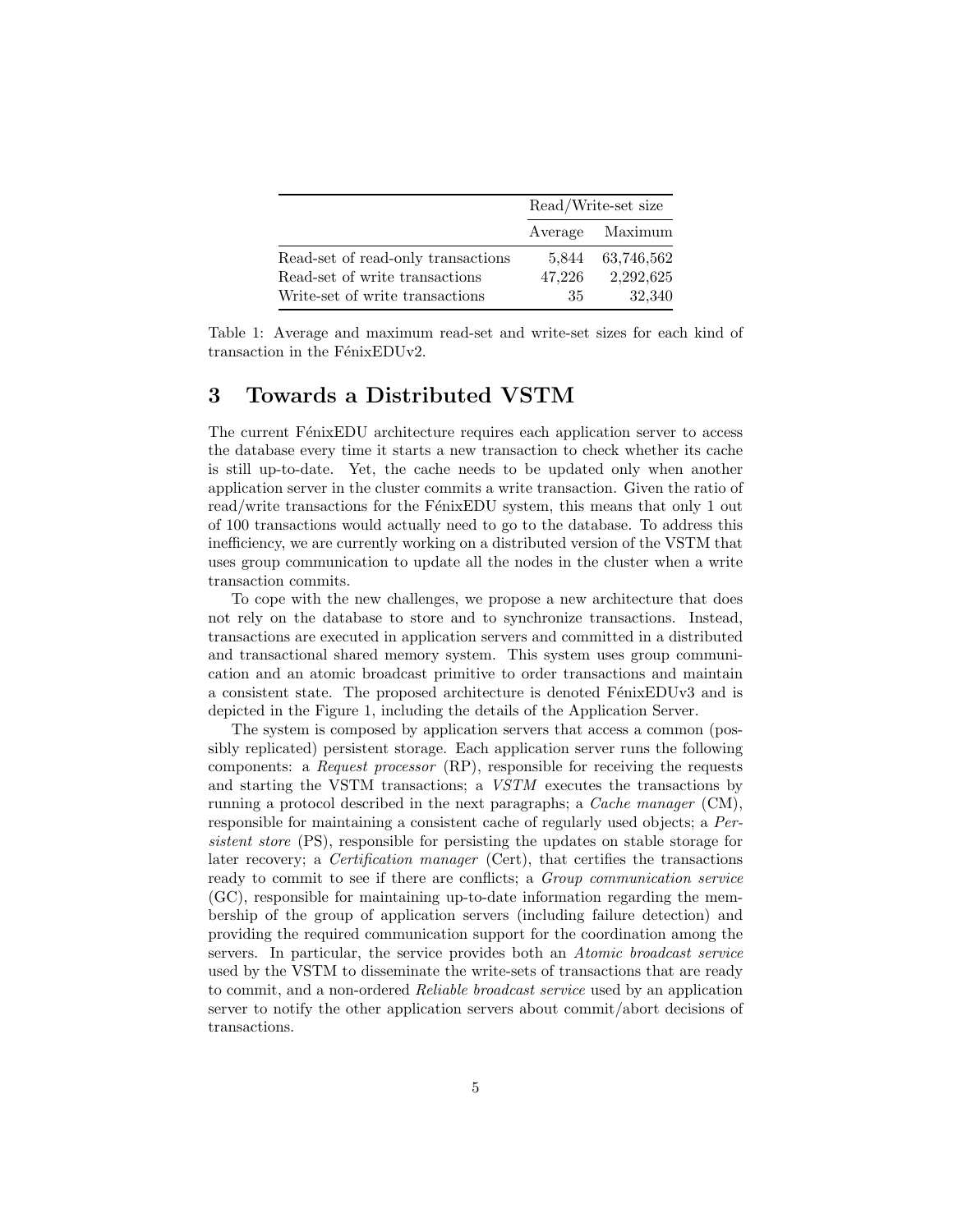| | Read/Write-set size | |
|---|---|---|
| | Average | Maximum |
| Read-set of read-only transactions | 5,844 | 63,746,562 |
| Read-set of write transactions | 47,226 | 2,292,625 |
| Write-set of write transactions | 35 | 32,340 |

Table 1: Average and maximum read-set and write-set sizes for each kind of transaction in the FénixEDUv2.

## 3 Towards a Distributed VSTM

The current FénixEDU architecture requires each application server to access the database every time it starts a new transaction to check whether its cache is still up-to-date. Yet, the cache needs to be updated only when another application server in the cluster commits a write transaction. Given the ratio of read/write transactions for the FénixEDU system, this means that only 1 out of 100 transactions would actually need to go to the database. To address this inefficiency, we are currently working on a distributed version of the VSTM that uses group communication to update all the nodes in the cluster when a write transaction commits.

To cope with the new challenges, we propose a new architecture that does not rely on the database to store and to synchronize transactions. Instead, transactions are executed in application servers and committed in a distributed and transactional shared memory system. This system uses group communication and an atomic broadcast primitive to order transactions and maintain a consistent state. The proposed architecture is denoted FénixEDUv3 and is depicted in the Figure 1, including the details of the Application Server.

The system is composed by application servers that access a common (possibly replicated) persistent storage. Each application server runs the following components: a *Request processor* (RP), responsible for receiving the requests and starting the VSTM transactions; a *VSTM* executes the transactions by running a protocol described in the next paragraphs; a *Cache manager* (CM), responsible for maintaining a consistent cache of regularly used objects; a *Persistent store* (PS), responsible for persisting the updates on stable storage for later recovery; a *Certification manager* (Cert), that certifies the transactions ready to commit to see if there are conflicts; a *Group communication service* (GC), responsible for maintaining up-to-date information regarding the membership of the group of application servers (including failure detection) and providing the required communication support for the coordination among the servers. In particular, the service provides both an *Atomic broadcast service* used by the VSTM to disseminate the write-sets of transactions that are ready to commit, and a non-ordered *Reliable broadcast service* used by an application server to notify the other application servers about commit/abort decisions of transactions.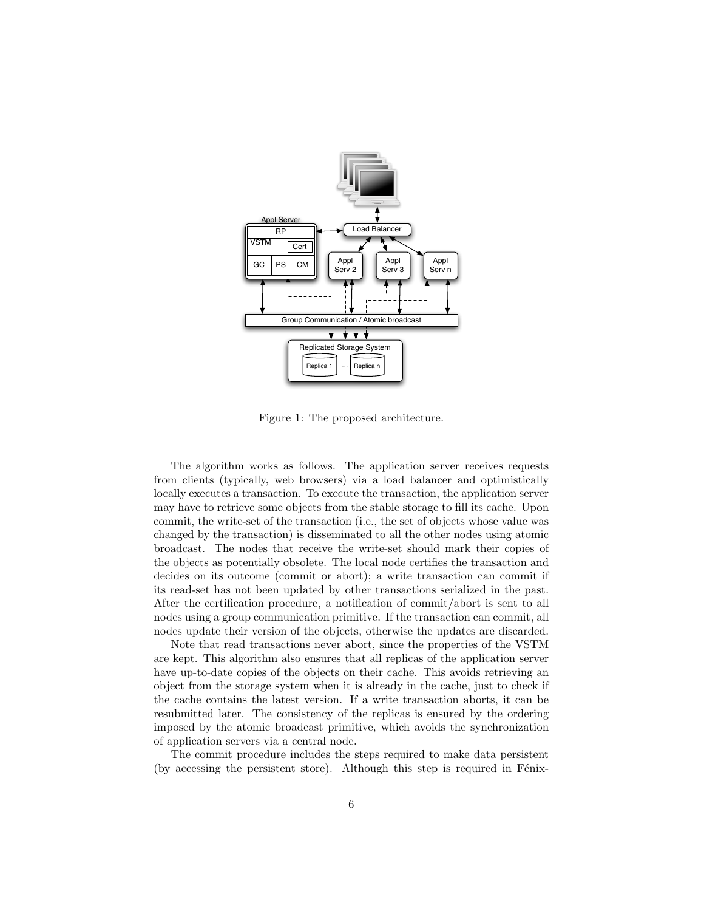Appl Server

RP

VSTM

Cert

GC

PS

CM

Load Balancer

Appl Serv 2

Appl Serv 3

Appl Serv n

Group Communication / Atomic broadcast

Replicated Storage System

Replica 1

...

Replica n

Figure 1: The proposed architecture.

The algorithm works as follows. The application server receives requests from clients (typically, web browsers) via a load balancer and optimistically locally executes a transaction. To execute the transaction, the application server may have to retrieve some objects from the stable storage to fill its cache. Upon commit, the write-set of the transaction (i.e., the set of objects whose value was changed by the transaction) is disseminated to all the other nodes using atomic broadcast. The nodes that receive the write-set should mark their copies of the objects as potentially obsolete. The local node certifies the transaction and decides on its outcome (commit or abort); a write transaction can commit if its read-set has not been updated by other transactions serialized in the past. After the certification procedure, a notification of commit/abort is sent to all nodes using a group communication primitive. If the transaction can commit, all nodes update their version of the objects, otherwise the updates are discarded.

Note that read transactions never abort, since the properties of the VSTM are kept. This algorithm also ensures that all replicas of the application server have up-to-date copies of the objects on their cache. This avoids retrieving an object from the storage system when it is already in the cache, just to check if the cache contains the latest version. If a write transaction aborts, it can be resubmitted later. The consistency of the replicas is ensured by the ordering imposed by the atomic broadcast primitive, which avoids the synchronization of application servers via a central node.

The commit procedure includes the steps required to make data persistent (by accessing the persistent store). Although this step is required in Fénix-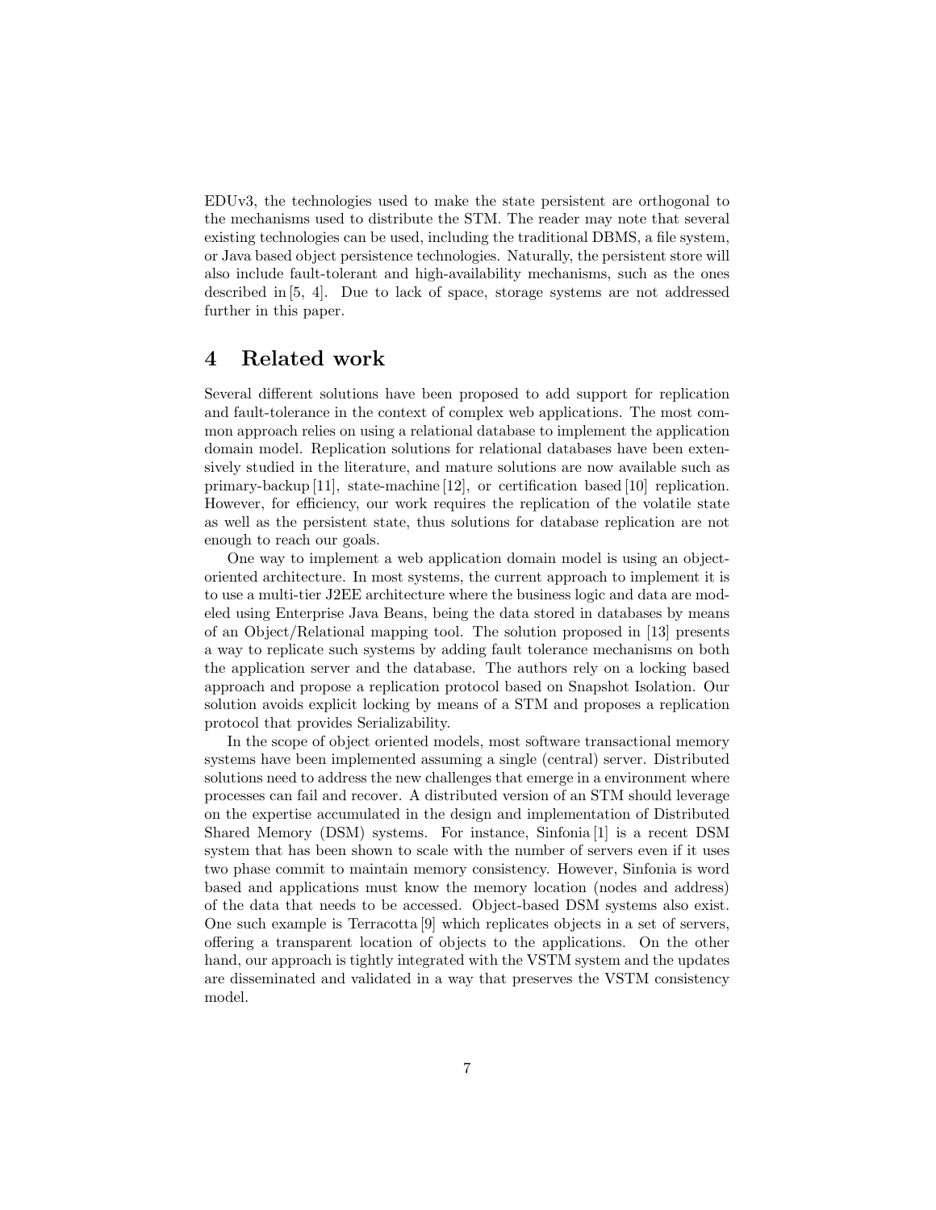EDUv3, the technologies used to make the state persistent are orthogonal to the mechanisms used to distribute the STM. The reader may note that several existing technologies can be used, including the traditional DBMS, a file system, or Java based object persistence technologies. Naturally, the persistent store will also include fault-tolerant and high-availability mechanisms, such as the ones described in [5, 4]. Due to lack of space, storage systems are not addressed further in this paper.

# 4 Related work

Several different solutions have been proposed to add support for replication and fault-tolerance in the context of complex web applications. The most common approach relies on using a relational database to implement the application domain model. Replication solutions for relational databases have been extensively studied in the literature, and mature solutions are now available such as primary-backup [11], state-machine [12], or certification based [10] replication. However, for efficiency, our work requires the replication of the volatile state as well as the persistent state, thus solutions for database replication are not enough to reach our goals.

One way to implement a web application domain model is using an object-oriented architecture. In most systems, the current approach to implement it is to use a multi-tier J2EE architecture where the business logic and data are modeled using Enterprise Java Beans, being the data stored in databases by means of an Object/Relational mapping tool. The solution proposed in [13] presents a way to replicate such systems by adding fault tolerance mechanisms on both the application server and the database. The authors rely on a locking based approach and propose a replication protocol based on Snapshot Isolation. Our solution avoids explicit locking by means of a STM and proposes a replication protocol that provides Serializability.

In the scope of object oriented models, most software transactional memory systems have been implemented assuming a single (central) server. Distributed solutions need to address the new challenges that emerge in a environment where processes can fail and recover. A distributed version of an STM should leverage on the expertise accumulated in the design and implementation of Distributed Shared Memory (DSM) systems. For instance, Sinfonia [1] is a recent DSM system that has been shown to scale with the number of servers even if it uses two phase commit to maintain memory consistency. However, Sinfonia is word based and applications must know the memory location (nodes and address) of the data that needs to be accessed. Object-based DSM systems also exist. One such example is Terracotta [9] which replicates objects in a set of servers, offering a transparent location of objects to the applications. On the other hand, our approach is tightly integrated with the VSTM system and the updates are disseminated and validated in a way that preserves the VSTM consistency model.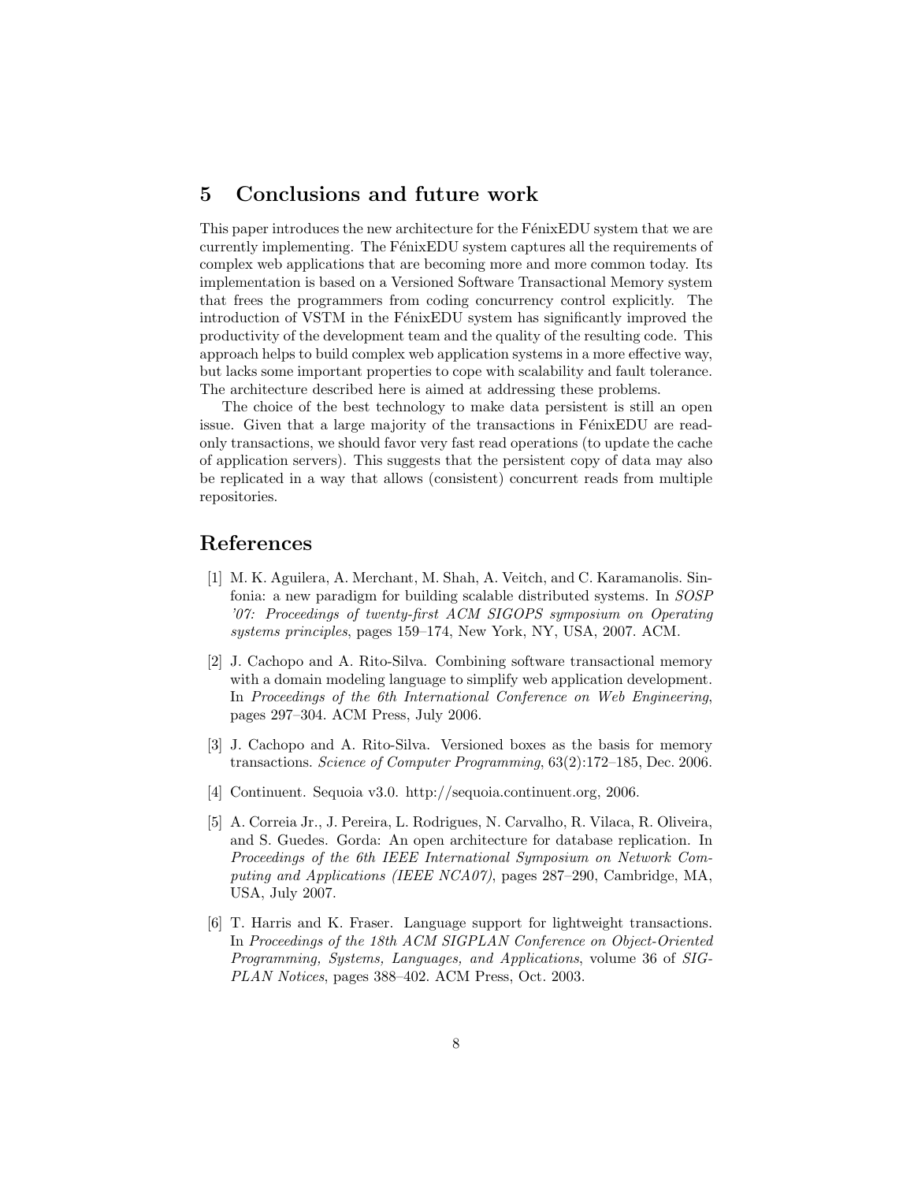## 5 Conclusions and future work

This paper introduces the new architecture for the FénixEDU system that we are currently implementing. The FénixEDU system captures all the requirements of complex web applications that are becoming more and more common today. Its implementation is based on a Versioned Software Transactional Memory system that frees the programmers from coding concurrency control explicitly. The introduction of VSTM in the FénixEDU system has significantly improved the productivity of the development team and the quality of the resulting code. This approach helps to build complex web application systems in a more effective way, but lacks some important properties to cope with scalability and fault tolerance. The architecture described here is aimed at addressing these problems.

The choice of the best technology to make data persistent is still an open issue. Given that a large majority of the transactions in FénixEDU are read-only transactions, we should favor very fast read operations (to update the cache of application servers). This suggests that the persistent copy of data may also be replicated in a way that allows (consistent) concurrent reads from multiple repositories.

## References

[1] M. K. Aguilera, A. Merchant, M. Shah, A. Veitch, and C. Karamanolis. Sinfonia: a new paradigm for building scalable distributed systems. In *SOSP '07: Proceedings of twenty-first ACM SIGOPS symposium on Operating systems principles*, pages 159–174, New York, NY, USA, 2007. ACM.

[2] J. Cachopo and A. Rito-Silva. Combining software transactional memory with a domain modeling language to simplify web application development. In *Proceedings of the 6th International Conference on Web Engineering*, pages 297–304. ACM Press, July 2006.

[3] J. Cachopo and A. Rito-Silva. Versioned boxes as the basis for memory transactions. *Science of Computer Programming*, 63(2):172–185, Dec. 2006.

[4] Continuent. Sequoia v3.0. http://sequoia.continuent.org, 2006.

[5] A. Correia Jr., J. Pereira, L. Rodrigues, N. Carvalho, R. Vilaca, R. Oliveira, and S. Guedes. Gorda: An open architecture for database replication. In *Proceedings of the 6th IEEE International Symposium on Network Computing and Applications (IEEE NCA07)*, pages 287–290, Cambridge, MA, USA, July 2007.

[6] T. Harris and K. Fraser. Language support for lightweight transactions. In *Proceedings of the 18th ACM SIGPLAN Conference on Object-Oriented Programming, Systems, Languages, and Applications*, volume 36 of *SIGPLAN Notices*, pages 388–402. ACM Press, Oct. 2003.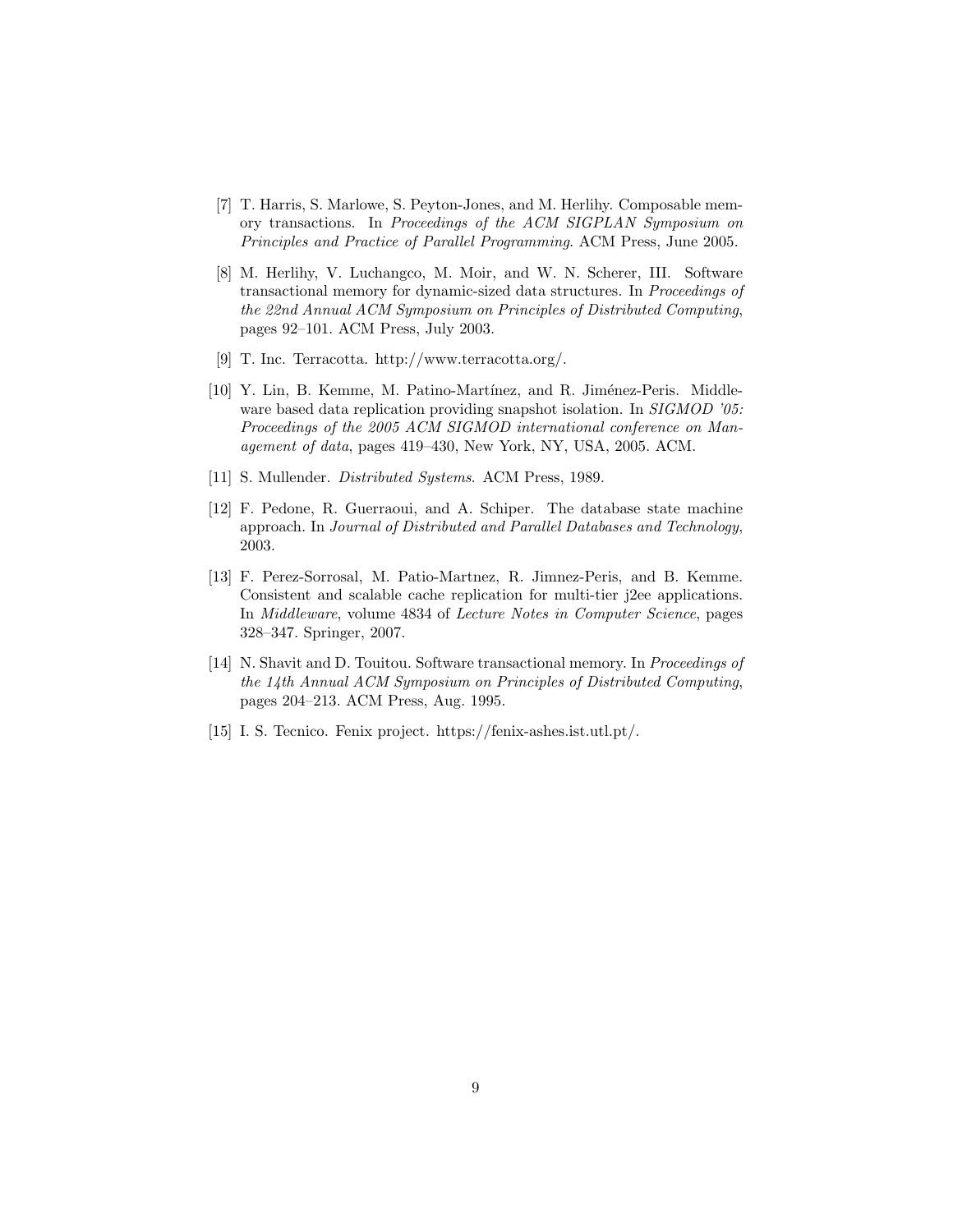[7] T. Harris, S. Marlowe, S. Peyton-Jones, and M. Herlihy. Composable memory transactions. In *Proceedings of the ACM SIGPLAN Symposium on Principles and Practice of Parallel Programming*. ACM Press, June 2005.

[8] M. Herlihy, V. Luchangco, M. Moir, and W. N. Scherer, III. Software transactional memory for dynamic-sized data structures. In *Proceedings of the 22nd Annual ACM Symposium on Principles of Distributed Computing*, pages 92–101. ACM Press, July 2003.

[9] T. Inc. Terracotta. http://www.terracotta.org/.

[10] Y. Lin, B. Kemme, M. Patino-Martínez, and R. Jiménez-Peris. Middleware based data replication providing snapshot isolation. In *SIGMOD '05: Proceedings of the 2005 ACM SIGMOD international conference on Management of data*, pages 419–430, New York, NY, USA, 2005. ACM.

[11] S. Mullender. *Distributed Systems*. ACM Press, 1989.

[12] F. Pedone, R. Guerraoui, and A. Schiper. The database state machine approach. In *Journal of Distributed and Parallel Databases and Technology*, 2003.

[13] F. Perez-Sorrosal, M. Patio-Martnez, R. Jimnez-Peris, and B. Kemme. Consistent and scalable cache replication for multi-tier j2ee applications. In *Middleware*, volume 4834 of *Lecture Notes in Computer Science*, pages 328–347. Springer, 2007.

[14] N. Shavit and D. Touitou. Software transactional memory. In *Proceedings of the 14th Annual ACM Symposium on Principles of Distributed Computing*, pages 204–213. ACM Press, Aug. 1995.

[15] I. S. Tecnico. Fenix project. https://fenix-ashes.ist.utl.pt/.